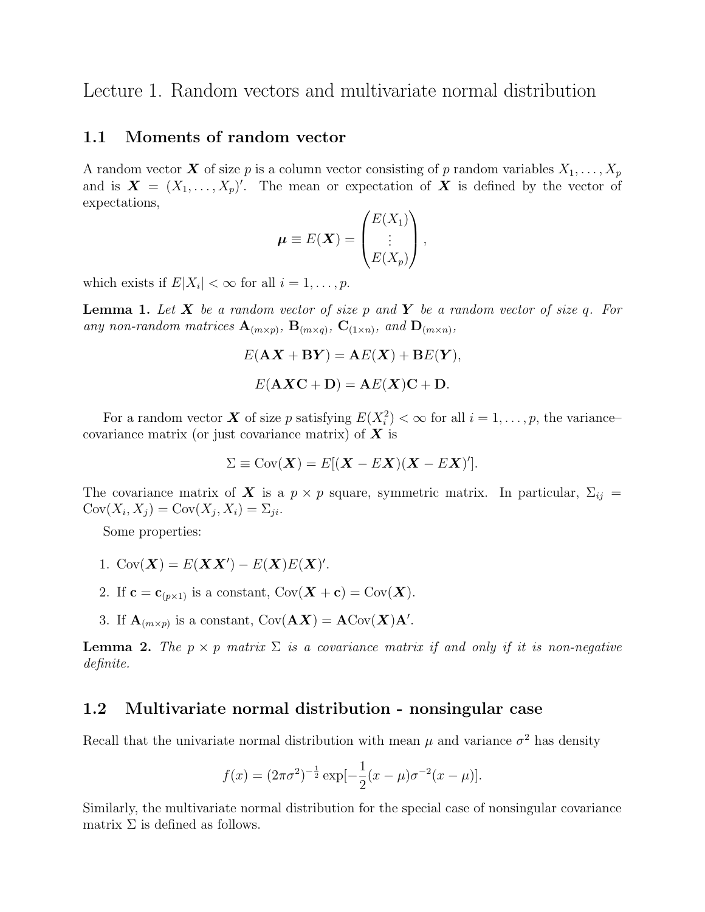# Lecture 1. Random vectors and multivariate normal distribution

## 1.1 Moments of random vector

A random vector $\boldsymbol{X}$ of size $p$ is a column vector consisting of $p$ random variables $X_1, \ldots, X_p$ and is $\boldsymbol{X} = (X_1, \ldots, X_p)'$. The mean or expectation of $\boldsymbol{X}$ is defined by the vector of expectations,

$$\boldsymbol{\mu} \equiv E(\boldsymbol{X}) = \begin{pmatrix} E(X_1) \\ \vdots \\ E(X_p) \end{pmatrix},$$

which exists if $E|X_i| < \infty$ for all $i = 1, \ldots, p$.

**Lemma 1.** *Let $\boldsymbol{X}$ be a random vector of size $p$ and $\boldsymbol{Y}$ be a random vector of size $q$. For any non-random matrices $\mathbf{A}_{(m\times p)}$, $\mathbf{B}_{(m\times q)}$, $\mathbf{C}_{(1\times n)}$, and $\mathbf{D}_{(m\times n)}$,*

$$E(\mathbf{A}\boldsymbol{X} + \mathbf{B}\boldsymbol{Y}) = \mathbf{A}E(\boldsymbol{X}) + \mathbf{B}E(\boldsymbol{Y}),$$

$$E(\mathbf{A}\boldsymbol{X}\mathbf{C} + \mathbf{D}) = \mathbf{A}E(\boldsymbol{X})\mathbf{C} + \mathbf{D}.$$

For a random vector $\boldsymbol{X}$ of size $p$ satisfying $E(X_i^2) < \infty$ for all $i = 1, \ldots, p$, the variance–covariance matrix (or just covariance matrix) of $\boldsymbol{X}$ is

$$\Sigma \equiv \mathrm{Cov}(\boldsymbol{X}) = E[(\boldsymbol{X} - E\boldsymbol{X})(\boldsymbol{X} - E\boldsymbol{X})'].$$

The covariance matrix of $\boldsymbol{X}$ is a $p \times p$ square, symmetric matrix. In particular, $\Sigma_{ij} = \mathrm{Cov}(X_i, X_j) = \mathrm{Cov}(X_j, X_i) = \Sigma_{ji}$.

Some properties:

1. $\mathrm{Cov}(\boldsymbol{X}) = E(\boldsymbol{X}\boldsymbol{X}') - E(\boldsymbol{X})E(\boldsymbol{X})'$.
2. If $\mathbf{c} = \mathbf{c}_{(p\times 1)}$ is a constant, $\mathrm{Cov}(\boldsymbol{X} + \mathbf{c}) = \mathrm{Cov}(\boldsymbol{X})$.
3. If $\mathbf{A}_{(m\times p)}$ is a constant, $\mathrm{Cov}(\mathbf{A}\boldsymbol{X}) = \mathbf{A}\mathrm{Cov}(\boldsymbol{X})\mathbf{A}'$.

**Lemma 2.** *The $p \times p$ matrix $\Sigma$ is a covariance matrix if and only if it is non-negative definite.*

## 1.2 Multivariate normal distribution - nonsingular case

Recall that the univariate normal distribution with mean $\mu$ and variance $\sigma^2$ has density

$$f(x) = (2\pi\sigma^2)^{-\frac{1}{2}} \exp[-\frac{1}{2}(x - \mu)\sigma^{-2}(x - \mu)].$$

Similarly, the multivariate normal distribution for the special case of nonsingular covariance matrix $\Sigma$ is defined as follows.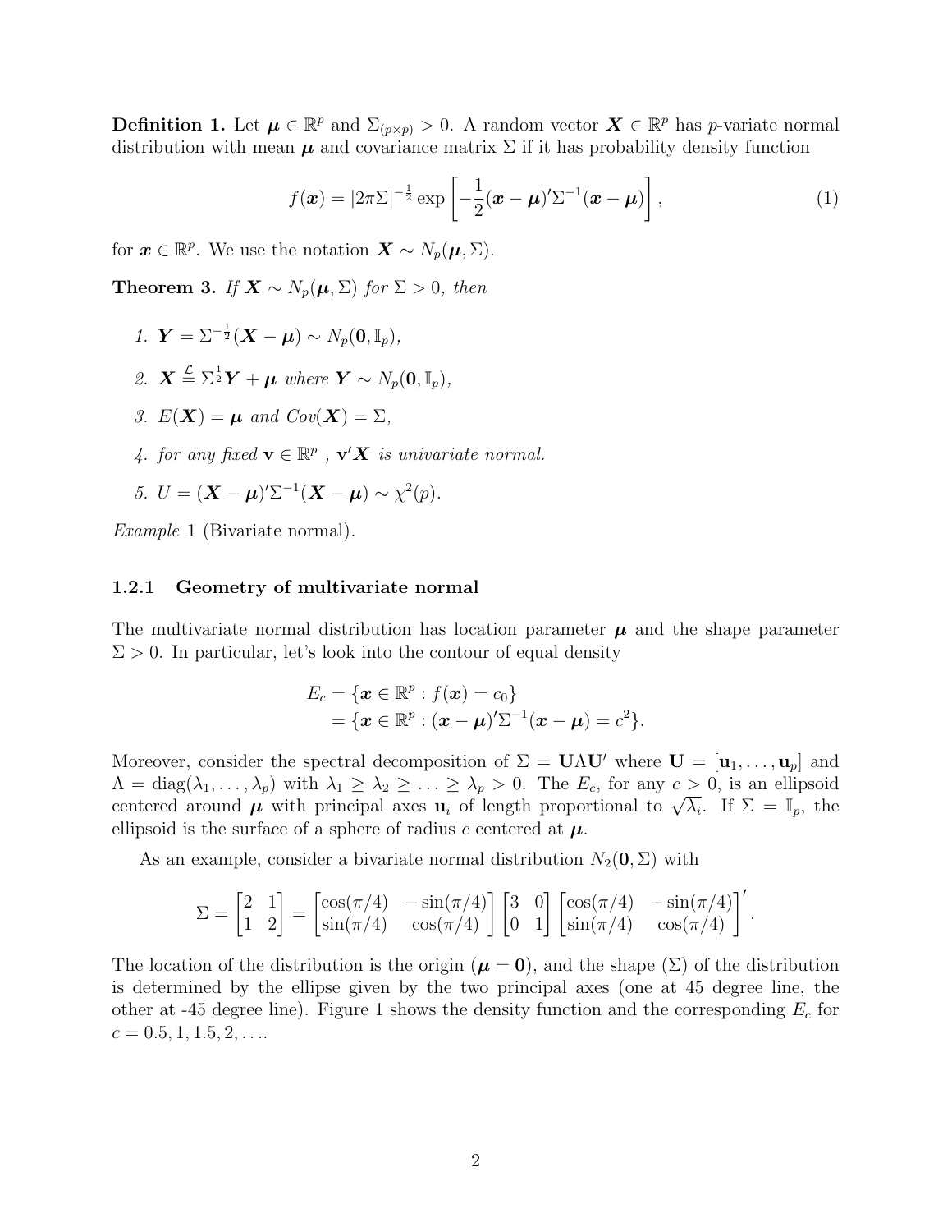**Definition 1.** Let $\boldsymbol{\mu} \in \mathbb{R}^p$ and $\Sigma_{(p \times p)} > 0$. A random vector $\boldsymbol{X} \in \mathbb{R}^p$ has $p$-variate normal distribution with mean $\boldsymbol{\mu}$ and covariance matrix $\Sigma$ if it has probability density function

$$f(\boldsymbol{x}) = |2\pi\Sigma|^{-\frac{1}{2}} \exp\left[ -\frac{1}{2}(\boldsymbol{x} - \boldsymbol{\mu})'\Sigma^{-1}(\boldsymbol{x} - \boldsymbol{\mu}) \right], \tag{1}$$

for $\boldsymbol{x} \in \mathbb{R}^p$. We use the notation $\boldsymbol{X} \sim N_p(\boldsymbol{\mu}, \Sigma)$.

**Theorem 3.** *If $\boldsymbol{X} \sim N_p(\boldsymbol{\mu}, \Sigma)$ for $\Sigma > 0$, then*

1. $\boldsymbol{Y} = \Sigma^{-\frac{1}{2}}(\boldsymbol{X} - \boldsymbol{\mu}) \sim N_p(\mathbf{0}, \mathbb{I}_p)$,
2. $\boldsymbol{X} \stackrel{\mathcal{L}}{=} \Sigma^{\frac{1}{2}}\boldsymbol{Y} + \boldsymbol{\mu}$ *where* $\boldsymbol{Y} \sim N_p(\mathbf{0}, \mathbb{I}_p)$,
3. $E(\boldsymbol{X}) = \boldsymbol{\mu}$ *and* $Cov(\boldsymbol{X}) = \Sigma$,
4. *for any fixed* $\mathbf{v} \in \mathbb{R}^p$ , $\mathbf{v}'\boldsymbol{X}$ *is univariate normal.*
5. $U = (\boldsymbol{X} - \boldsymbol{\mu})'\Sigma^{-1}(\boldsymbol{X} - \boldsymbol{\mu}) \sim \chi^2(p)$.

*Example* 1 (Bivariate normal).

### 1.2.1 Geometry of multivariate normal

The multivariate normal distribution has location parameter $\boldsymbol{\mu}$ and the shape parameter $\Sigma > 0$. In particular, let's look into the contour of equal density

$$\begin{aligned} E_c &= \{\boldsymbol{x} \in \mathbb{R}^p : f(\boldsymbol{x}) = c_0\} \\ &= \{\boldsymbol{x} \in \mathbb{R}^p : (\boldsymbol{x} - \boldsymbol{\mu})'\Sigma^{-1}(\boldsymbol{x} - \boldsymbol{\mu}) = c^2\}. \end{aligned}$$

Moreover, consider the spectral decomposition of $\Sigma = \mathbf{U}\Lambda\mathbf{U}'$ where $\mathbf{U} = [\mathbf{u}_1, \ldots, \mathbf{u}_p]$ and $\Lambda = \text{diag}(\lambda_1, \ldots, \lambda_p)$ with $\lambda_1 \geq \lambda_2 \geq \ldots \geq \lambda_p > 0$. The $E_c$, for any $c > 0$, is an ellipsoid centered around $\boldsymbol{\mu}$ with principal axes $\mathbf{u}_i$ of length proportional to $\sqrt{\lambda_i}$. If $\Sigma = \mathbb{I}_p$, the ellipsoid is the surface of a sphere of radius $c$ centered at $\boldsymbol{\mu}$.

As an example, consider a bivariate normal distribution $N_2(\mathbf{0}, \Sigma)$ with

$$\Sigma = \begin{bmatrix} 2 & 1 \\ 1 & 2 \end{bmatrix} = \begin{bmatrix} \cos(\pi/4) & -\sin(\pi/4) \\ \sin(\pi/4) & \cos(\pi/4) \end{bmatrix} \begin{bmatrix} 3 & 0 \\ 0 & 1 \end{bmatrix} \begin{bmatrix} \cos(\pi/4) & -\sin(\pi/4) \\ \sin(\pi/4) & \cos(\pi/4) \end{bmatrix}'.$$

The location of the distribution is the origin ($\boldsymbol{\mu} = \mathbf{0}$), and the shape ($\Sigma$) of the distribution is determined by the ellipse given by the two principal axes (one at 45 degree line, the other at -45 degree line). Figure 1 shows the density function and the corresponding $E_c$ for $c = 0.5, 1, 1.5, 2, \ldots$.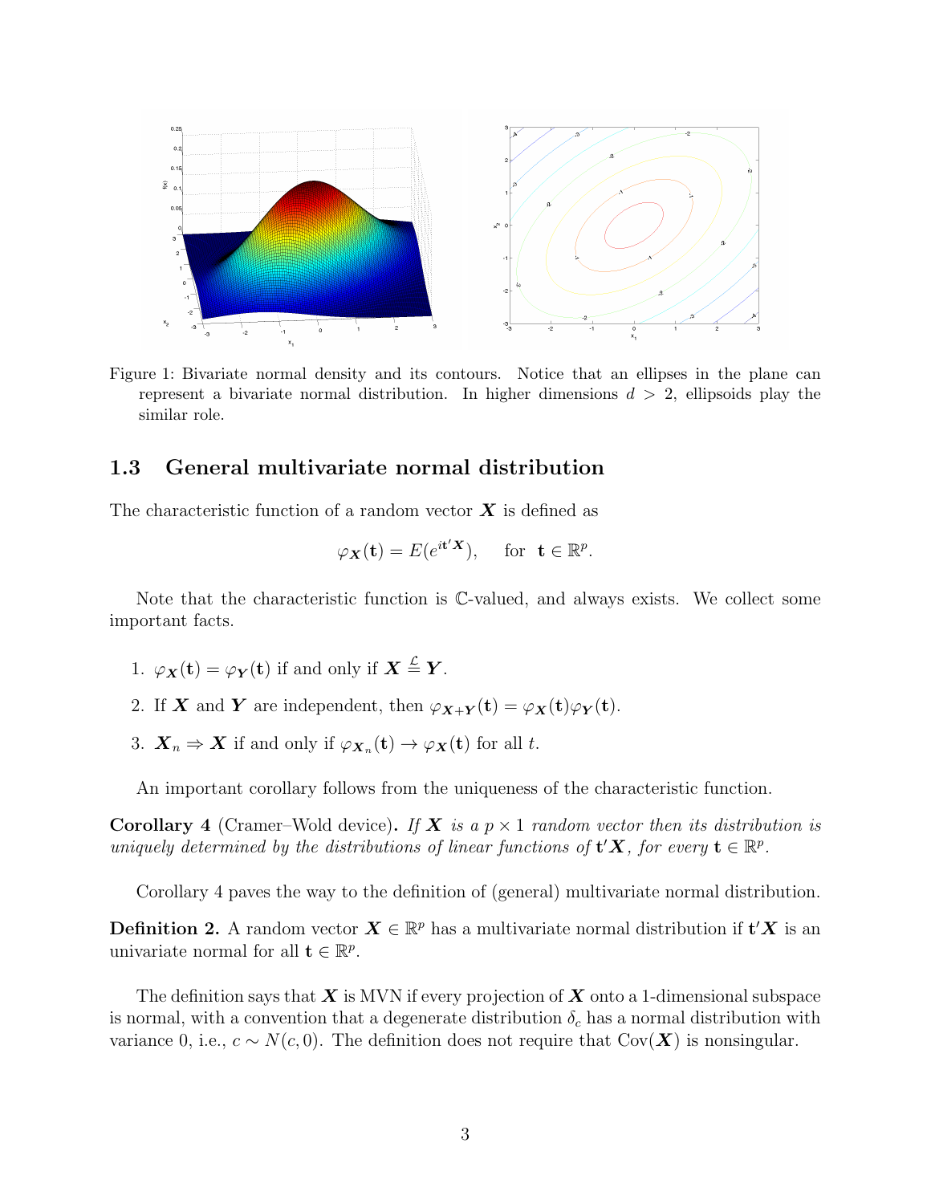Figure 1: Bivariate normal density and its contours. Notice that an ellipses in the plane can represent a bivariate normal distribution. In higher dimensions $d > 2$, ellipsoids play the similar role.

### 1.3 General multivariate normal distribution

The characteristic function of a random vector $\boldsymbol{X}$ is defined as

$$\varphi_{\boldsymbol{X}}(\mathbf{t}) = E(e^{i\mathbf{t}'\boldsymbol{X}}), \quad \text{for } \mathbf{t} \in \mathbb{R}^p.$$

Note that the characteristic function is $\mathbb{C}$-valued, and always exists. We collect some important facts.

1. $\varphi_{\boldsymbol{X}}(\mathbf{t}) = \varphi_{\boldsymbol{Y}}(\mathbf{t})$ if and only if $\boldsymbol{X} \overset{\mathcal{L}}{=} \boldsymbol{Y}$.
2. If $\boldsymbol{X}$ and $\boldsymbol{Y}$ are independent, then $\varphi_{\boldsymbol{X}+\boldsymbol{Y}}(\mathbf{t}) = \varphi_{\boldsymbol{X}}(\mathbf{t})\varphi_{\boldsymbol{Y}}(\mathbf{t})$.
3. $\boldsymbol{X}_n \Rightarrow \boldsymbol{X}$ if and only if $\varphi_{\boldsymbol{X}_n}(\mathbf{t}) \to \varphi_{\boldsymbol{X}}(\mathbf{t})$ for all $t$.

An important corollary follows from the uniqueness of the characteristic function.

**Corollary 4** (Cramer–Wold device)**.** *If $\boldsymbol{X}$ is a $p \times 1$ random vector then its distribution is uniquely determined by the distributions of linear functions of $\mathbf{t}'\boldsymbol{X}$, for every $\mathbf{t} \in \mathbb{R}^p$.*

Corollary 4 paves the way to the definition of (general) multivariate normal distribution.

**Definition 2.** A random vector $\boldsymbol{X} \in \mathbb{R}^p$ has a multivariate normal distribution if $\mathbf{t}'\boldsymbol{X}$ is an univariate normal for all $\mathbf{t} \in \mathbb{R}^p$.

The definition says that $\boldsymbol{X}$ is MVN if every projection of $\boldsymbol{X}$ onto a 1-dimensional subspace is normal, with a convention that a degenerate distribution $\delta_c$ has a normal distribution with variance 0, i.e., $c \sim N(c, 0)$. The definition does not require that $\text{Cov}(\boldsymbol{X})$ is nonsingular.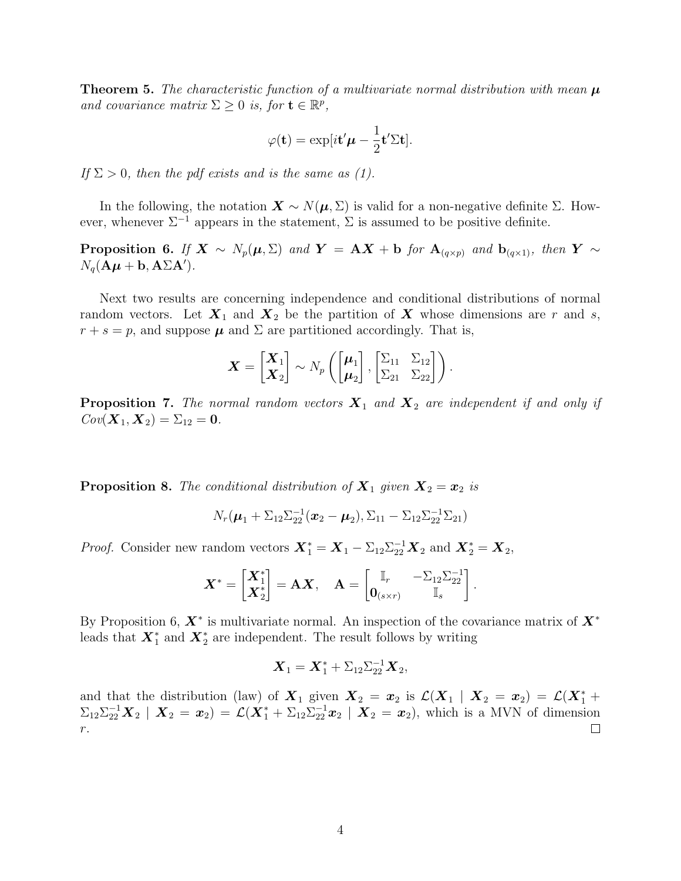**Theorem 5.** *The characteristic function of a multivariate normal distribution with mean $\boldsymbol{\mu}$ and covariance matrix $\Sigma \geq 0$ is, for $\mathbf{t} \in \mathbb{R}^p$,*

$$\varphi(\mathbf{t}) = \exp[i\mathbf{t}'\boldsymbol{\mu} - \frac{1}{2}\mathbf{t}'\Sigma\mathbf{t}].$$

*If $\Sigma > 0$, then the pdf exists and is the same as (1).*

In the following, the notation $\boldsymbol{X} \sim N(\boldsymbol{\mu}, \Sigma)$ is valid for a non-negative definite $\Sigma$. However, whenever $\Sigma^{-1}$ appears in the statement, $\Sigma$ is assumed to be positive definite.

**Proposition 6.** *If $\boldsymbol{X} \sim N_p(\boldsymbol{\mu}, \Sigma)$ and $\boldsymbol{Y} = \mathbf{A}\boldsymbol{X} + \mathbf{b}$ for $\mathbf{A}_{(q\times p)}$ and $\mathbf{b}_{(q\times 1)}$, then $\boldsymbol{Y} \sim N_q(\mathbf{A}\boldsymbol{\mu} + \mathbf{b}, \mathbf{A}\Sigma\mathbf{A}')$.*

Next two results are concerning independence and conditional distributions of normal random vectors. Let $\boldsymbol{X}_1$ and $\boldsymbol{X}_2$ be the partition of $\boldsymbol{X}$ whose dimensions are $r$ and $s$, $r + s = p$, and suppose $\boldsymbol{\mu}$ and $\Sigma$ are partitioned accordingly. That is,

$$\boldsymbol{X} = \begin{bmatrix} \boldsymbol{X}_1 \\ \boldsymbol{X}_2 \end{bmatrix} \sim N_p\left( \begin{bmatrix} \boldsymbol{\mu}_1 \\ \boldsymbol{\mu}_2 \end{bmatrix}, \begin{bmatrix} \Sigma_{11} & \Sigma_{12} \\ \Sigma_{21} & \Sigma_{22} \end{bmatrix} \right).$$

**Proposition 7.** *The normal random vectors $\boldsymbol{X}_1$ and $\boldsymbol{X}_2$ are independent if and only if $Cov(\boldsymbol{X}_1, \boldsymbol{X}_2) = \Sigma_{12} = \mathbf{0}$.*

**Proposition 8.** *The conditional distribution of $\boldsymbol{X}_1$ given $\boldsymbol{X}_2 = \boldsymbol{x}_2$ is*

$$N_r(\boldsymbol{\mu}_1 + \Sigma_{12}\Sigma_{22}^{-1}(\boldsymbol{x}_2 - \boldsymbol{\mu}_2), \Sigma_{11} - \Sigma_{12}\Sigma_{22}^{-1}\Sigma_{21})$$

*Proof.* Consider new random vectors $\boldsymbol{X}_1^* = \boldsymbol{X}_1 - \Sigma_{12}\Sigma_{22}^{-1}\boldsymbol{X}_2$ and $\boldsymbol{X}_2^* = \boldsymbol{X}_2$,

$$\boldsymbol{X}^* = \begin{bmatrix} \boldsymbol{X}_1^* \\ \boldsymbol{X}_2^* \end{bmatrix} = \mathbf{A}\boldsymbol{X}, \quad \mathbf{A} = \begin{bmatrix} \mathbb{I}_r & -\Sigma_{12}\Sigma_{22}^{-1} \\ \mathbf{0}_{(s\times r)} & \mathbb{I}_s \end{bmatrix}.$$

By Proposition 6, $\boldsymbol{X}^*$ is multivariate normal. An inspection of the covariance matrix of $\boldsymbol{X}^*$ leads that $\boldsymbol{X}_1^*$ and $\boldsymbol{X}_2^*$ are independent. The result follows by writing

$$\boldsymbol{X}_1 = \boldsymbol{X}_1^* + \Sigma_{12}\Sigma_{22}^{-1}\boldsymbol{X}_2,$$

and that the distribution (law) of $\boldsymbol{X}_1$ given $\boldsymbol{X}_2 = \boldsymbol{x}_2$ is $\mathcal{L}(\boldsymbol{X}_1 \mid \boldsymbol{X}_2 = \boldsymbol{x}_2) = \mathcal{L}(\boldsymbol{X}_1^* + \Sigma_{12}\Sigma_{22}^{-1}\boldsymbol{X}_2 \mid \boldsymbol{X}_2 = \boldsymbol{x}_2) = \mathcal{L}(\boldsymbol{X}_1^* + \Sigma_{12}\Sigma_{22}^{-1}\boldsymbol{x}_2 \mid \boldsymbol{X}_2 = \boldsymbol{x}_2)$, which is a MVN of dimension $r$. $\square$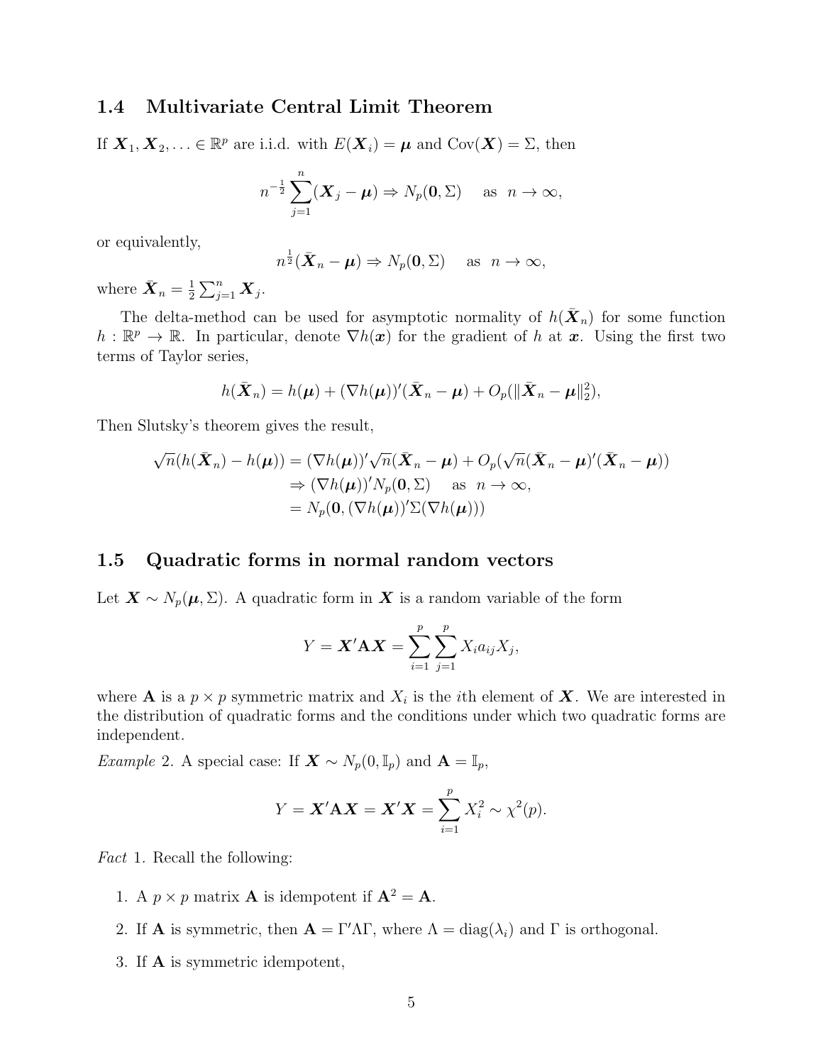## 1.4 Multivariate Central Limit Theorem

If $\boldsymbol{X}_1, \boldsymbol{X}_2, \ldots \in \mathbb{R}^p$ are i.i.d. with $E(\boldsymbol{X}_i) = \boldsymbol{\mu}$ and $\text{Cov}(\boldsymbol{X}) = \Sigma$, then

$$n^{-\frac{1}{2}} \sum_{j=1}^{n} (\boldsymbol{X}_j - \boldsymbol{\mu}) \Rightarrow N_p(\mathbf{0}, \Sigma) \quad \text{as} \quad n \to \infty,$$

or equivalently,

$$n^{\frac{1}{2}} (\bar{\boldsymbol{X}}_n - \boldsymbol{\mu}) \Rightarrow N_p(\mathbf{0}, \Sigma) \quad \text{as} \quad n \to \infty,$$

where $\bar{\boldsymbol{X}}_n = \frac{1}{2} \sum_{j=1}^{n} \boldsymbol{X}_j$.

The delta-method can be used for asymptotic normality of $h(\bar{\boldsymbol{X}}_n)$ for some function $h : \mathbb{R}^p \to \mathbb{R}$. In particular, denote $\nabla h(\boldsymbol{x})$ for the gradient of $h$ at $\boldsymbol{x}$. Using the first two terms of Taylor series,

$$h(\bar{\boldsymbol{X}}_n) = h(\boldsymbol{\mu}) + (\nabla h(\boldsymbol{\mu}))'(\bar{\boldsymbol{X}}_n - \boldsymbol{\mu}) + O_p(\|\bar{\boldsymbol{X}}_n - \boldsymbol{\mu}\|_2^2),$$

Then Slutsky's theorem gives the result,

$$\begin{aligned}
\sqrt{n}(h(\bar{\boldsymbol{X}}_n) - h(\boldsymbol{\mu})) &= (\nabla h(\boldsymbol{\mu}))' \sqrt{n}(\bar{\boldsymbol{X}}_n - \boldsymbol{\mu}) + O_p(\sqrt{n}(\bar{\boldsymbol{X}}_n - \boldsymbol{\mu})'(\bar{\boldsymbol{X}}_n - \boldsymbol{\mu})) \\
&\Rightarrow (\nabla h(\boldsymbol{\mu}))' N_p(\mathbf{0}, \Sigma) \quad \text{as} \quad n \to \infty, \\
&= N_p(\mathbf{0}, (\nabla h(\boldsymbol{\mu}))' \Sigma (\nabla h(\boldsymbol{\mu})))
\end{aligned}$$

## 1.5 Quadratic forms in normal random vectors

Let $\boldsymbol{X} \sim N_p(\boldsymbol{\mu}, \Sigma)$. A quadratic form in $\boldsymbol{X}$ is a random variable of the form

$$Y = \boldsymbol{X}' \mathbf{A} \boldsymbol{X} = \sum_{i=1}^{p} \sum_{j=1}^{p} X_i a_{ij} X_j,$$

where $\mathbf{A}$ is a $p \times p$ symmetric matrix and $X_i$ is the $i$th element of $\boldsymbol{X}$. We are interested in the distribution of quadratic forms and the conditions under which two quadratic forms are independent.

*Example* 2. A special case: If $\boldsymbol{X} \sim N_p(0, \mathbb{I}_p)$ and $\mathbf{A} = \mathbb{I}_p$,

$$Y = \boldsymbol{X}' \mathbf{A} \boldsymbol{X} = \boldsymbol{X}' \boldsymbol{X} = \sum_{i=1}^{p} X_i^2 \sim \chi^2(p).$$

*Fact* 1. Recall the following:

1. A $p \times p$ matrix $\mathbf{A}$ is idempotent if $\mathbf{A}^2 = \mathbf{A}$.
2. If $\mathbf{A}$ is symmetric, then $\mathbf{A} = \Gamma' \Lambda \Gamma$, where $\Lambda = \text{diag}(\lambda_i)$ and $\Gamma$ is orthogonal.
3. If $\mathbf{A}$ is symmetric idempotent,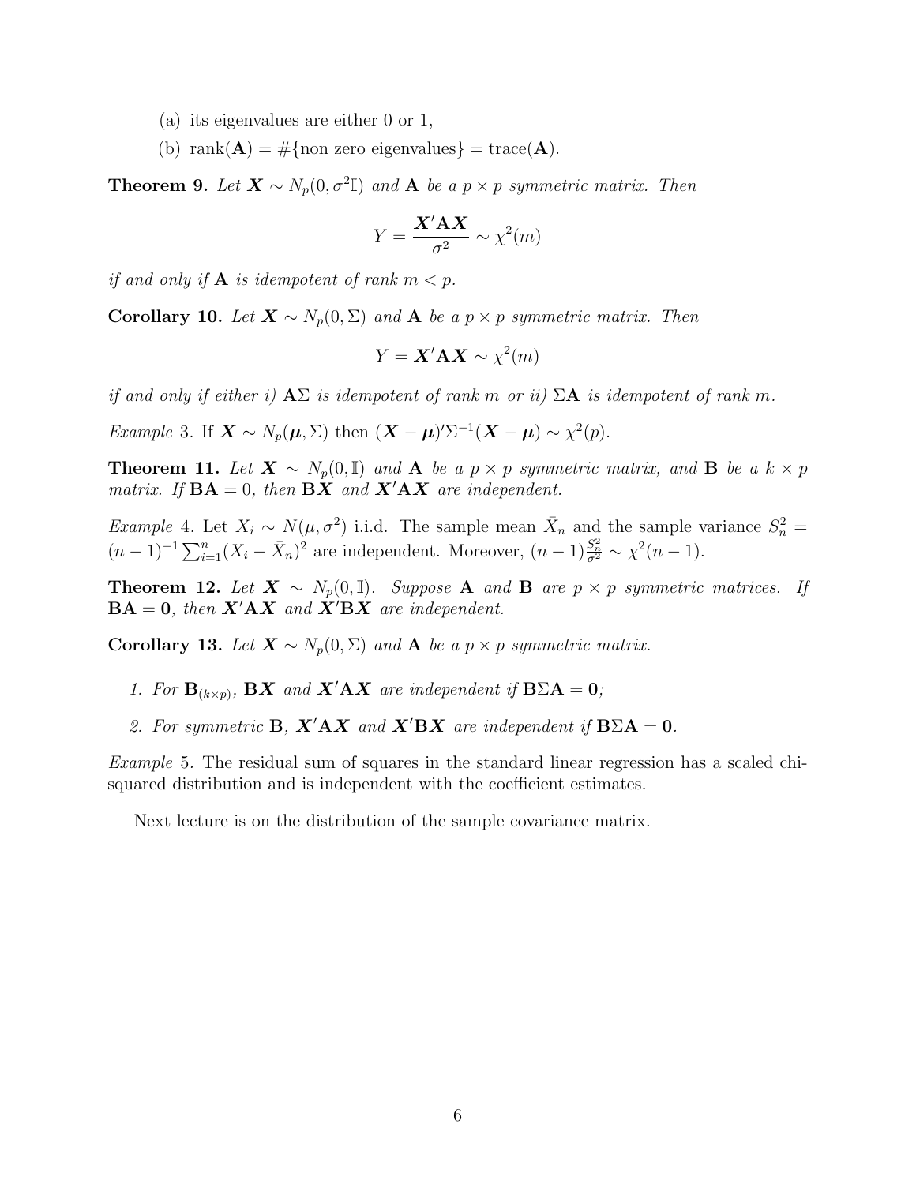(a) its eigenvalues are either 0 or 1,

(b) $\text{rank}(\mathbf{A}) = \#\{\text{non zero eigenvalues}\} = \text{trace}(\mathbf{A})$.

**Theorem 9.** *Let $\boldsymbol{X} \sim N_p(0, \sigma^2 \mathbb{I})$ and $\mathbf{A}$ be a $p \times p$ symmetric matrix. Then*

$$Y = \frac{\boldsymbol{X}'\mathbf{A}\boldsymbol{X}}{\sigma^2} \sim \chi^2(m)$$

*if and only if $\mathbf{A}$ is idempotent of rank $m < p$.*

**Corollary 10.** *Let $\boldsymbol{X} \sim N_p(0, \Sigma)$ and $\mathbf{A}$ be a $p \times p$ symmetric matrix. Then*

$$Y = \boldsymbol{X}'\mathbf{A}\boldsymbol{X} \sim \chi^2(m)$$

*if and only if either i) $\mathbf{A}\Sigma$ is idempotent of rank $m$ or ii) $\Sigma\mathbf{A}$ is idempotent of rank $m$.*

*Example* 3. If $\boldsymbol{X} \sim N_p(\boldsymbol{\mu}, \Sigma)$ then $(\boldsymbol{X} - \boldsymbol{\mu})'\Sigma^{-1}(\boldsymbol{X} - \boldsymbol{\mu}) \sim \chi^2(p)$.

**Theorem 11.** *Let $\boldsymbol{X} \sim N_p(0, \mathbb{I})$ and $\mathbf{A}$ be a $p \times p$ symmetric matrix, and $\mathbf{B}$ be a $k \times p$ matrix. If $\mathbf{B}\mathbf{A} = 0$, then $\mathbf{B}\boldsymbol{X}$ and $\boldsymbol{X}'\mathbf{A}\boldsymbol{X}$ are independent.*

*Example* 4. Let $X_i \sim N(\mu, \sigma^2)$ i.i.d. The sample mean $\bar{X}_n$ and the sample variance $S_n^2 = (n-1)^{-1}\sum_{i=1}^n (X_i - \bar{X}_n)^2$ are independent. Moreover, $(n-1)\frac{S_n^2}{\sigma^2} \sim \chi^2(n-1)$.

**Theorem 12.** *Let $\boldsymbol{X} \sim N_p(0, \mathbb{I})$. Suppose $\mathbf{A}$ and $\mathbf{B}$ are $p \times p$ symmetric matrices. If $\mathbf{B}\mathbf{A} = \mathbf{0}$, then $\boldsymbol{X}'\mathbf{A}\boldsymbol{X}$ and $\boldsymbol{X}'\mathbf{B}\boldsymbol{X}$ are independent.*

**Corollary 13.** *Let $\boldsymbol{X} \sim N_p(0, \Sigma)$ and $\mathbf{A}$ be a $p \times p$ symmetric matrix.*

1. *For $\mathbf{B}_{(k \times p)}$, $\mathbf{B}\boldsymbol{X}$ and $\boldsymbol{X}'\mathbf{A}\boldsymbol{X}$ are independent if $\mathbf{B}\Sigma\mathbf{A} = \mathbf{0}$;*
2. *For symmetric $\mathbf{B}$, $\boldsymbol{X}'\mathbf{A}\boldsymbol{X}$ and $\boldsymbol{X}'\mathbf{B}\boldsymbol{X}$ are independent if $\mathbf{B}\Sigma\mathbf{A} = \mathbf{0}$.*

*Example* 5. The residual sum of squares in the standard linear regression has a scaled chi-squared distribution and is independent with the coefficient estimates.

Next lecture is on the distribution of the sample covariance matrix.